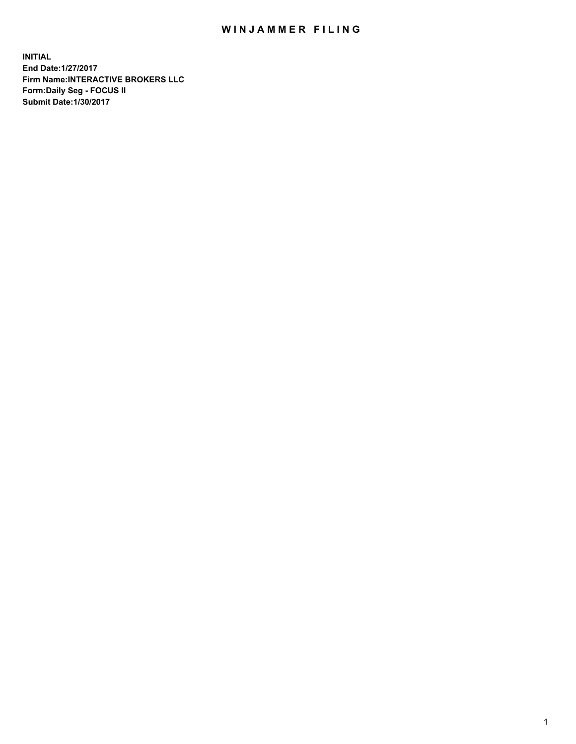# WINJAMMER FILING

**INITIAL**
**End Date:1/27/2017**
**Firm Name:INTERACTIVE BROKERS LLC**
**Form:Daily Seg - FOCUS II**
**Submit Date:1/30/2017**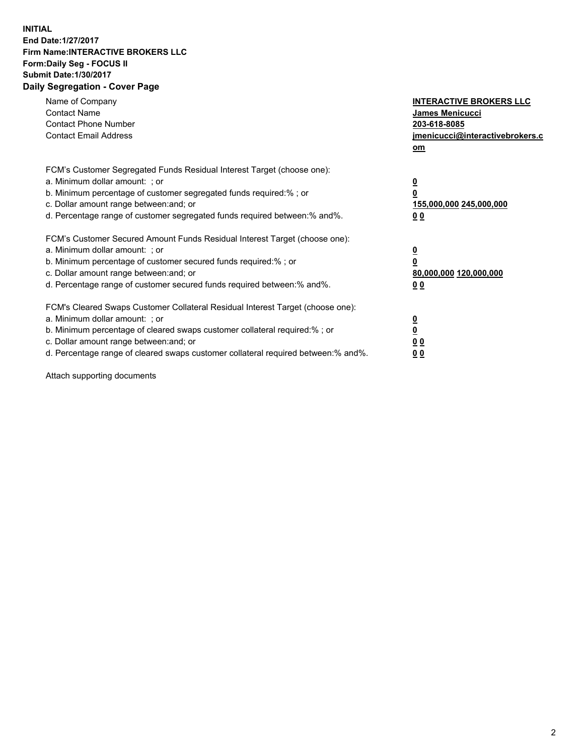**INITIAL**
**End Date:1/27/2017**
**Firm Name:INTERACTIVE BROKERS LLC**
**Form:Daily Seg - FOCUS II**
**Submit Date:1/30/2017**
**Daily Segregation - Cover Page**

| | |
|---|---|
| Name of Company | **INTERACTIVE BROKERS LLC** |
| Contact Name | **James Menicucci** |
| Contact Phone Number | **203-618-8085** |
| Contact Email Address | **jmenicucci@interactivebrokers.com** |
| | |
| FCM's Customer Segregated Funds Residual Interest Target (choose one): | |
| a. Minimum dollar amount: ; or | **0** |
| b. Minimum percentage of customer segregated funds required:% ; or | **0** |
| c. Dollar amount range between:and; or | **155,000,000 245,000,000** |
| d. Percentage range of customer segregated funds required between:% and%. | **0 0** |
| | |
| FCM's Customer Secured Amount Funds Residual Interest Target (choose one): | |
| a. Minimum dollar amount: ; or | **0** |
| b. Minimum percentage of customer secured funds required:% ; or | **0** |
| c. Dollar amount range between:and; or | **80,000,000 120,000,000** |
| d. Percentage range of customer secured funds required between:% and%. | **0 0** |
| | |
| FCM's Cleared Swaps Customer Collateral Residual Interest Target (choose one): | |
| a. Minimum dollar amount: ; or | **0** |
| b. Minimum percentage of cleared swaps customer collateral required:% ; or | **0** |
| c. Dollar amount range between:and; or | **0 0** |
| d. Percentage range of cleared swaps customer collateral required between:% and%. | **0 0** |

Attach supporting documents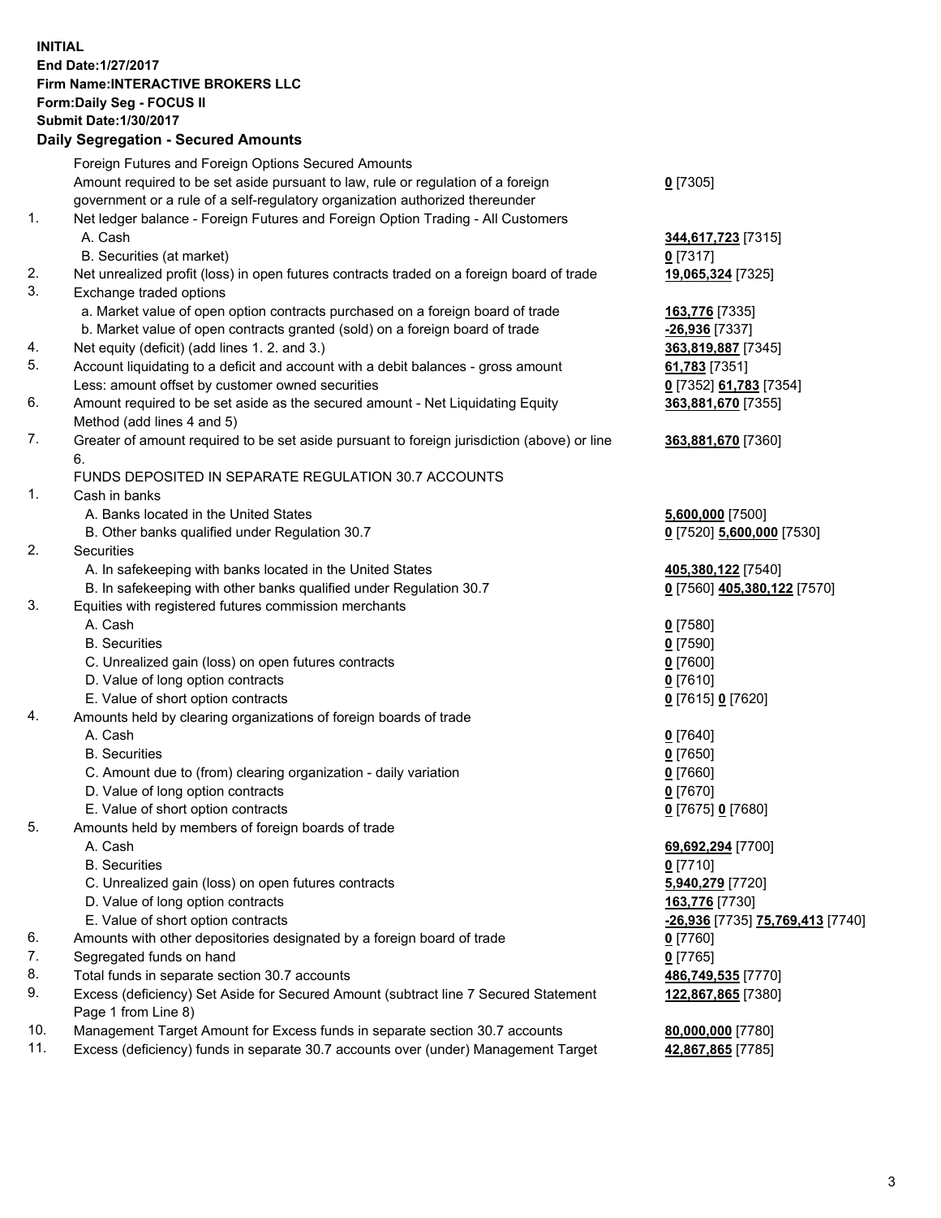**INITIAL**
**End Date:1/27/2017**
**Firm Name:INTERACTIVE BROKERS LLC**
**Form:Daily Seg - FOCUS II**
**Submit Date:1/30/2017**
**Daily Segregation - Secured Amounts**

| | | |
|---|---|---|
| | Foreign Futures and Foreign Options Secured Amounts | |
| | Amount required to be set aside pursuant to law, rule or regulation of a foreign government or a rule of a self-regulatory organization authorized thereunder | **0** [7305] |
| 1. | Net ledger balance - Foreign Futures and Foreign Option Trading - All Customers | |
| | A. Cash | **344,617,723** [7315] |
| | B. Securities (at market) | **0** [7317] |
| 2. | Net unrealized profit (loss) in open futures contracts traded on a foreign board of trade | **19,065,324** [7325] |
| 3. | Exchange traded options | |
| | a. Market value of open option contracts purchased on a foreign board of trade | **163,776** [7335] |
| | b. Market value of open contracts granted (sold) on a foreign board of trade | **-26,936** [7337] |
| 4. | Net equity (deficit) (add lines 1. 2. and 3.) | **363,819,887** [7345] |
| 5. | Account liquidating to a deficit and account with a debit balances - gross amount | **61,783** [7351] |
| | Less: amount offset by customer owned securities | **0** [7352] **61,783** [7354] |
| 6. | Amount required to be set aside as the secured amount - Net Liquidating Equity Method (add lines 4 and 5) | **363,881,670** [7355] |
| 7. | Greater of amount required to be set aside pursuant to foreign jurisdiction (above) or line 6. | **363,881,670** [7360] |
| | FUNDS DEPOSITED IN SEPARATE REGULATION 30.7 ACCOUNTS | |
| 1. | Cash in banks | |
| | A. Banks located in the United States | **5,600,000** [7500] |
| | B. Other banks qualified under Regulation 30.7 | **0** [7520] **5,600,000** [7530] |
| 2. | Securities | |
| | A. In safekeeping with banks located in the United States | **405,380,122** [7540] |
| | B. In safekeeping with other banks qualified under Regulation 30.7 | **0** [7560] **405,380,122** [7570] |
| 3. | Equities with registered futures commission merchants | |
| | A. Cash | **0** [7580] |
| | B. Securities | **0** [7590] |
| | C. Unrealized gain (loss) on open futures contracts | **0** [7600] |
| | D. Value of long option contracts | **0** [7610] |
| | E. Value of short option contracts | **0** [7615] **0** [7620] |
| 4. | Amounts held by clearing organizations of foreign boards of trade | |
| | A. Cash | **0** [7640] |
| | B. Securities | **0** [7650] |
| | C. Amount due to (from) clearing organization - daily variation | **0** [7660] |
| | D. Value of long option contracts | **0** [7670] |
| | E. Value of short option contracts | **0** [7675] **0** [7680] |
| 5. | Amounts held by members of foreign boards of trade | |
| | A. Cash | **69,692,294** [7700] |
| | B. Securities | **0** [7710] |
| | C. Unrealized gain (loss) on open futures contracts | **5,940,279** [7720] |
| | D. Value of long option contracts | **163,776** [7730] |
| | E. Value of short option contracts | **-26,936** [7735] **75,769,413** [7740] |
| 6. | Amounts with other depositories designated by a foreign board of trade | **0** [7760] |
| 7. | Segregated funds on hand | **0** [7765] |
| 8. | Total funds in separate section 30.7 accounts | **486,749,535** [7770] |
| 9. | Excess (deficiency) Set Aside for Secured Amount (subtract line 7 Secured Statement Page 1 from Line 8) | **122,867,865** [7380] |
| 10. | Management Target Amount for Excess funds in separate section 30.7 accounts | **80,000,000** [7780] |
| 11. | Excess (deficiency) funds in separate 30.7 accounts over (under) Management Target | **42,867,865** [7785] |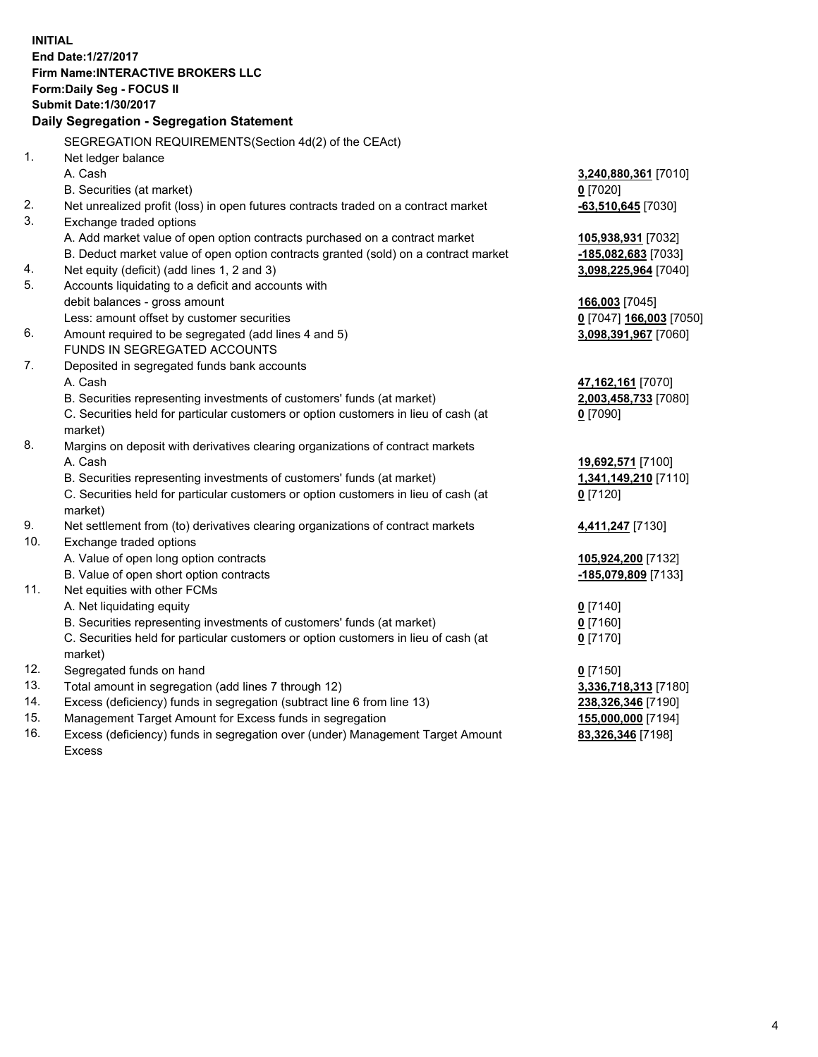**INITIAL**
**End Date:1/27/2017**
**Firm Name:INTERACTIVE BROKERS LLC**
**Form:Daily Seg - FOCUS II**
**Submit Date:1/30/2017**

**Daily Segregation - Segregation Statement**

| | | |
|---|---|---|
| | SEGREGATION REQUIREMENTS(Section 4d(2) of the CEAct) | |
| 1. | Net ledger balance | |
| | A. Cash | **3,240,880,361** [7010] |
| | B. Securities (at market) | **0** [7020] |
| 2. | Net unrealized profit (loss) in open futures contracts traded on a contract market | **-63,510,645** [7030] |
| 3. | Exchange traded options | |
| | A. Add market value of open option contracts purchased on a contract market | **105,938,931** [7032] |
| | B. Deduct market value of open option contracts granted (sold) on a contract market | **-185,082,683** [7033] |
| 4. | Net equity (deficit) (add lines 1, 2 and 3) | **3,098,225,964** [7040] |
| 5. | Accounts liquidating to a deficit and accounts with | |
| | debit balances - gross amount | **166,003** [7045] |
| | Less: amount offset by customer securities | **0** [7047] **166,003** [7050] |
| 6. | Amount required to be segregated (add lines 4 and 5) | **3,098,391,967** [7060] |
| | FUNDS IN SEGREGATED ACCOUNTS | |
| 7. | Deposited in segregated funds bank accounts | |
| | A. Cash | **47,162,161** [7070] |
| | B. Securities representing investments of customers' funds (at market) | **2,003,458,733** [7080] |
| | C. Securities held for particular customers or option customers in lieu of cash (at market) | **0** [7090] |
| 8. | Margins on deposit with derivatives clearing organizations of contract markets | |
| | A. Cash | **19,692,571** [7100] |
| | B. Securities representing investments of customers' funds (at market) | **1,341,149,210** [7110] |
| | C. Securities held for particular customers or option customers in lieu of cash (at market) | **0** [7120] |
| 9. | Net settlement from (to) derivatives clearing organizations of contract markets | **4,411,247** [7130] |
| 10. | Exchange traded options | |
| | A. Value of open long option contracts | **105,924,200** [7132] |
| | B. Value of open short option contracts | **-185,079,809** [7133] |
| 11. | Net equities with other FCMs | |
| | A. Net liquidating equity | **0** [7140] |
| | B. Securities representing investments of customers' funds (at market) | **0** [7160] |
| | C. Securities held for particular customers or option customers in lieu of cash (at market) | **0** [7170] |
| 12. | Segregated funds on hand | **0** [7150] |
| 13. | Total amount in segregation (add lines 7 through 12) | **3,336,718,313** [7180] |
| 14. | Excess (deficiency) funds in segregation (subtract line 6 from line 13) | **238,326,346** [7190] |
| 15. | Management Target Amount for Excess funds in segregation | **155,000,000** [7194] |
| 16. | Excess (deficiency) funds in segregation over (under) Management Target Amount Excess | **83,326,346** [7198] |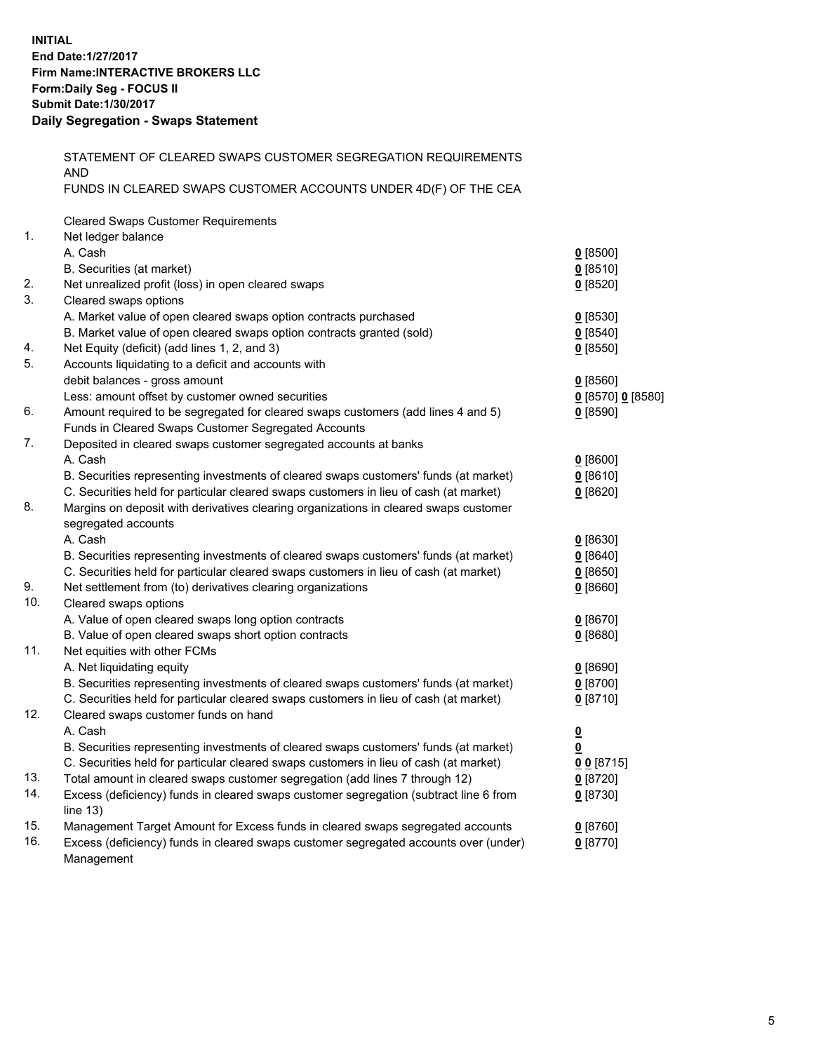**INITIAL**
**End Date:1/27/2017**
**Firm Name:INTERACTIVE BROKERS LLC**
**Form:Daily Seg - FOCUS II**
**Submit Date:1/30/2017**
**Daily Segregation - Swaps Statement**

STATEMENT OF CLEARED SWAPS CUSTOMER SEGREGATION REQUIREMENTS AND FUNDS IN CLEARED SWAPS CUSTOMER ACCOUNTS UNDER 4D(F) OF THE CEA

| | | |
|---|---|---|
| | Cleared Swaps Customer Requirements | |
| 1. | Net ledger balance | |
| | A. Cash | 0 [8500] |
| | B. Securities (at market) | 0 [8510] |
| 2. | Net unrealized profit (loss) in open cleared swaps | 0 [8520] |
| 3. | Cleared swaps options | |
| | A. Market value of open cleared swaps option contracts purchased | 0 [8530] |
| | B. Market value of open cleared swaps option contracts granted (sold) | 0 [8540] |
| 4. | Net Equity (deficit) (add lines 1, 2, and 3) | 0 [8550] |
| 5. | Accounts liquidating to a deficit and accounts with debit balances - gross amount | 0 [8560] |
| | Less: amount offset by customer owned securities | 0 [8570] 0 [8580] |
| 6. | Amount required to be segregated for cleared swaps customers (add lines 4 and 5) | 0 [8590] |
| | Funds in Cleared Swaps Customer Segregated Accounts | |
| 7. | Deposited in cleared swaps customer segregated accounts at banks | |
| | A. Cash | 0 [8600] |
| | B. Securities representing investments of cleared swaps customers' funds (at market) | 0 [8610] |
| | C. Securities held for particular cleared swaps customers in lieu of cash (at market) | 0 [8620] |
| 8. | Margins on deposit with derivatives clearing organizations in cleared swaps customer segregated accounts | |
| | A. Cash | 0 [8630] |
| | B. Securities representing investments of cleared swaps customers' funds (at market) | 0 [8640] |
| | C. Securities held for particular cleared swaps customers in lieu of cash (at market) | 0 [8650] |
| 9. | Net settlement from (to) derivatives clearing organizations | 0 [8660] |
| 10. | Cleared swaps options | |
| | A. Value of open cleared swaps long option contracts | 0 [8670] |
| | B. Value of open cleared swaps short option contracts | 0 [8680] |
| 11. | Net equities with other FCMs | |
| | A. Net liquidating equity | 0 [8690] |
| | B. Securities representing investments of cleared swaps customers' funds (at market) | 0 [8700] |
| | C. Securities held for particular cleared swaps customers in lieu of cash (at market) | 0 [8710] |
| 12. | Cleared swaps customer funds on hand | |
| | A. Cash | 0 |
| | B. Securities representing investments of cleared swaps customers' funds (at market) | 0 |
| | C. Securities held for particular cleared swaps customers in lieu of cash (at market) | 0 0 [8715] |
| 13. | Total amount in cleared swaps customer segregation (add lines 7 through 12) | 0 [8720] |
| 14. | Excess (deficiency) funds in cleared swaps customer segregation (subtract line 6 from line 13) | 0 [8730] |
| 15. | Management Target Amount for Excess funds in cleared swaps segregated accounts | 0 [8760] |
| 16. | Excess (deficiency) funds in cleared swaps customer segregated accounts over (under) Management | 0 [8770] |